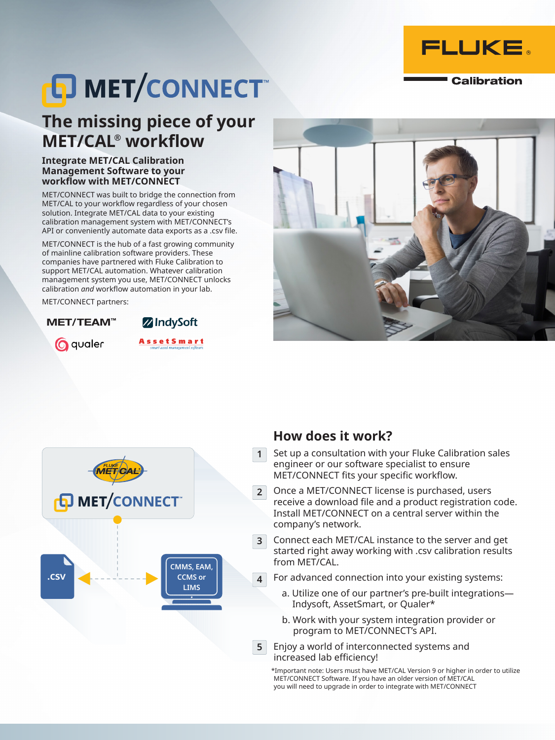# MET/CONNECT™

## The missing piece of your MET/CAL® workflow

### Integrate MET/CAL Calibration Management Software to your workflow with MET/CONNECT

MET/CONNECT was built to bridge the connection from MET/CAL to your workflow regardless of your chosen solution. Integrate MET/CAL data to your existing calibration management system with MET/CONNECT's API or conveniently automate data exports as a .csv file.

MET/CONNECT is the hub of a fast growing community of mainline calibration software providers. These companies have partnered with Fluke Calibration to support MET/CAL automation. Whatever calibration management system you use, MET/CONNECT unlocks calibration *and* workflow automation in your lab.

MET/CONNECT partners:

MET/TEAM™ · IndySoft · qualer · AssetSmart

MET/CAL · MET/CONNECT™

.csv ← → CMMS, EAM, CCMS or LIMS

## How does it work?

1. Set up a consultation with your Fluke Calibration sales engineer or our software specialist to ensure MET/CONNECT fits your specific workflow.
2. Once a MET/CONNECT license is purchased, users receive a download file and a product registration code. Install MET/CONNECT on a central server within the company's network.
3. Connect each MET/CAL instance to the server and get started right away working with .csv calibration results from MET/CAL.
4. For advanced connection into your existing systems:
   a. Utilize one of our partner's pre-built integrations—Indysoft, AssetSmart, or Qualer*
   b. Work with your system integration provider or program to MET/CONNECT's API.
5. Enjoy a world of interconnected systems and increased lab efficiency!

*Important note: Users must have MET/CAL Version 9 or higher in order to utilize MET/CONNECT Software. If you have an older version of MET/CAL you will need to upgrade in order to integrate with MET/CONNECT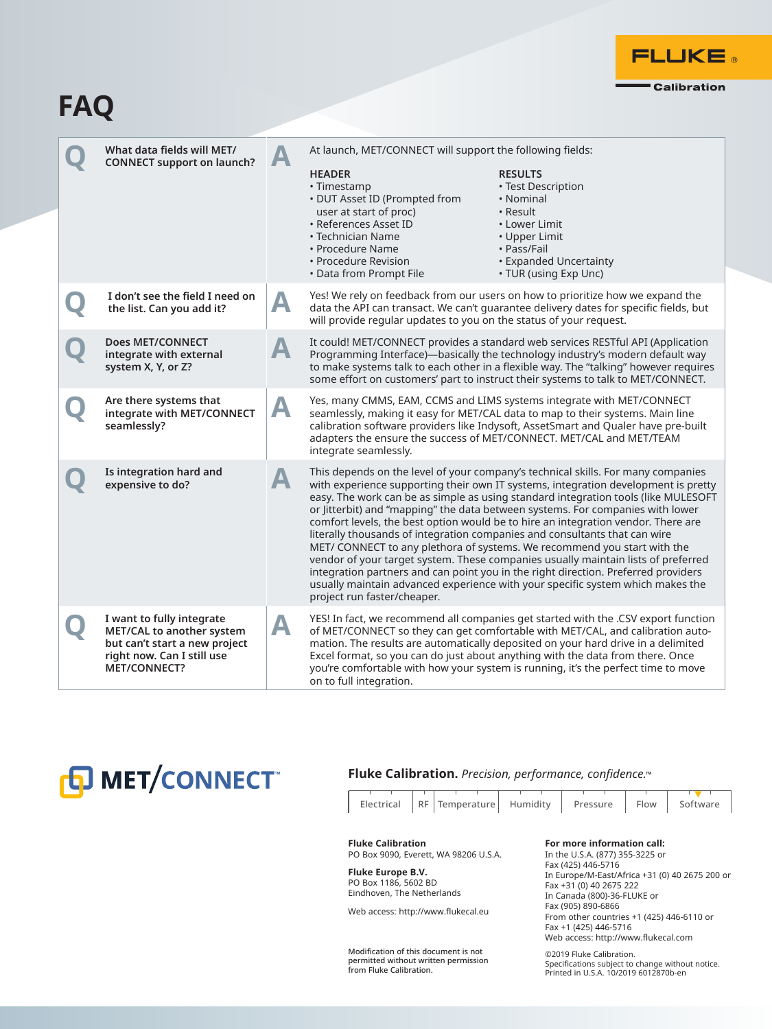# FAQ

**Q: What data fields will MET/CONNECT support on launch?**

**A:** At launch, MET/CONNECT will support the following fields:

**HEADER**
- Timestamp
- DUT Asset ID (Prompted from user at start of proc)
- References Asset ID
- Technician Name
- Procedure Name
- Procedure Revision
- Data from Prompt File

**RESULTS**
- Test Description
- Nominal
- Result
- Lower Limit
- Upper Limit
- Pass/Fail
- Expanded Uncertainty
- TUR (using Exp Unc)

**Q: I don't see the field I need on the list. Can you add it?**

**A:** Yes! We rely on feedback from our users on how to prioritize how we expand the data the API can transact. We can't guarantee delivery dates for specific fields, but will provide regular updates to you on the status of your request.

**Q: Does MET/CONNECT integrate with external system X, Y, or Z?**

**A:** It could! MET/CONNECT provides a standard web services RESTful API (Application Programming Interface)—basically the technology industry's modern default way to make systems talk to each other in a flexible way. The "talking" however requires some effort on customers' part to instruct their systems to talk to MET/CONNECT.

**Q: Are there systems that integrate with MET/CONNECT seamlessly?**

**A:** Yes, many CMMS, EAM, CCMS and LIMS systems integrate with MET/CONNECT seamlessly, making it easy for MET/CAL data to map to their systems. Main line calibration software providers like Indysoft, AssetSmart and Qualer have pre-built adapters the ensure the success of MET/CONNECT. MET/CAL and MET/TEAM integrate seamlessly.

**Q: Is integration hard and expensive to do?**

**A:** This depends on the level of your company's technical skills. For many companies with experience supporting their own IT systems, integration development is pretty easy. The work can be as simple as using standard integration tools (like MULESOFT or Jitterbit) and "mapping" the data between systems. For companies with lower comfort levels, the best option would be to hire an integration vendor. There are literally thousands of integration companies and consultants that can wire MET/ CONNECT to any plethora of systems. We recommend you start with the vendor of your target system. These companies usually maintain lists of preferred integration partners and can point you in the right direction. Preferred providers usually maintain advanced experience with your specific system which makes the project run faster/cheaper.

**Q: I want to fully integrate MET/CAL to another system but can't start a new project right now. Can I still use MET/CONNECT?**

**A:** YES! In fact, we recommend all companies get started with the .CSV export function of MET/CONNECT so they can get comfortable with MET/CAL, and calibration automation. The results are automatically deposited on your hard drive in a delimited Excel format, so you can do just about anything with the data from there. Once you're comfortable with how your system is running, it's the perfect time to move on to full integration.

MET/CONNECT™

**Fluke Calibration.** *Precision, performance, confidence.*™

Electrical | RF | Temperature | Humidity | Pressure | Flow | Software

**Fluke Calibration**
PO Box 9090, Everett, WA 98206 U.S.A.

**Fluke Europe B.V.**
PO Box 1186, 5602 BD
Eindhoven, The Netherlands

Web access: http://www.flukecal.eu

**For more information call:**
In the U.S.A. (877) 355-3225 or
Fax (425) 446-5716
In Europe/M-East/Africa +31 (0) 40 2675 200 or
Fax +31 (0) 40 2675 222
In Canada (800)-36-FLUKE or
Fax (905) 890-6866
From other countries +1 (425) 446-6110 or
Fax +1 (425) 446-5716
Web access: http://www.flukecal.com

Modification of this document is not permitted without written permission from Fluke Calibration.

©2019 Fluke Calibration.
Specifications subject to change without notice.
Printed in U.S.A. 10/2019 6012870b-en